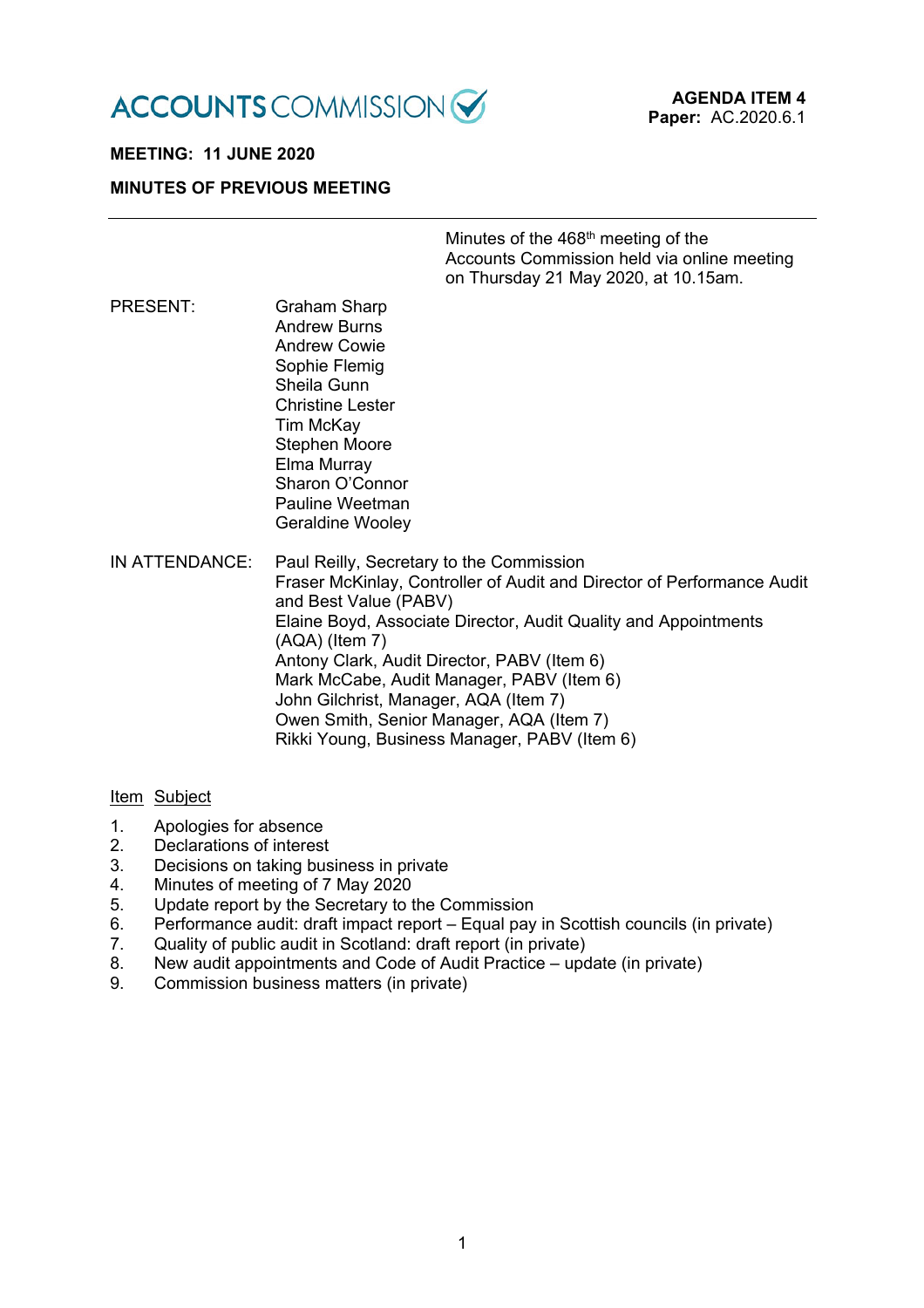ACCOUNTS COMMISSION

**AGENDA ITEM 4**
**Paper:** AC.2020.6.1

**MEETING: 11 JUNE 2020**

**MINUTES OF PREVIOUS MEETING**

---

Minutes of the 468th meeting of the Accounts Commission held via online meeting on Thursday 21 May 2020, at 10.15am.

PRESENT:

Graham Sharp
Andrew Burns
Andrew Cowie
Sophie Flemig
Sheila Gunn
Christine Lester
Tim McKay
Stephen Moore
Elma Murray
Sharon O'Connor
Pauline Weetman
Geraldine Wooley

IN ATTENDANCE:

Paul Reilly, Secretary to the Commission
Fraser McKinlay, Controller of Audit and Director of Performance Audit and Best Value (PABV)
Elaine Boyd, Associate Director, Audit Quality and Appointments (AQA) (Item 7)
Antony Clark, Audit Director, PABV (Item 6)
Mark McCabe, Audit Manager, PABV (Item 6)
John Gilchrist, Manager, AQA (Item 7)
Owen Smith, Senior Manager, AQA (Item 7)
Rikki Young, Business Manager, PABV (Item 6)

| Item | Subject |
|---|---|
| 1. | Apologies for absence |
| 2. | Declarations of interest |
| 3. | Decisions on taking business in private |
| 4. | Minutes of meeting of 7 May 2020 |
| 5. | Update report by the Secretary to the Commission |
| 6. | Performance audit: draft impact report – Equal pay in Scottish councils (in private) |
| 7. | Quality of public audit in Scotland: draft report (in private) |
| 8. | New audit appointments and Code of Audit Practice – update (in private) |
| 9. | Commission business matters (in private) |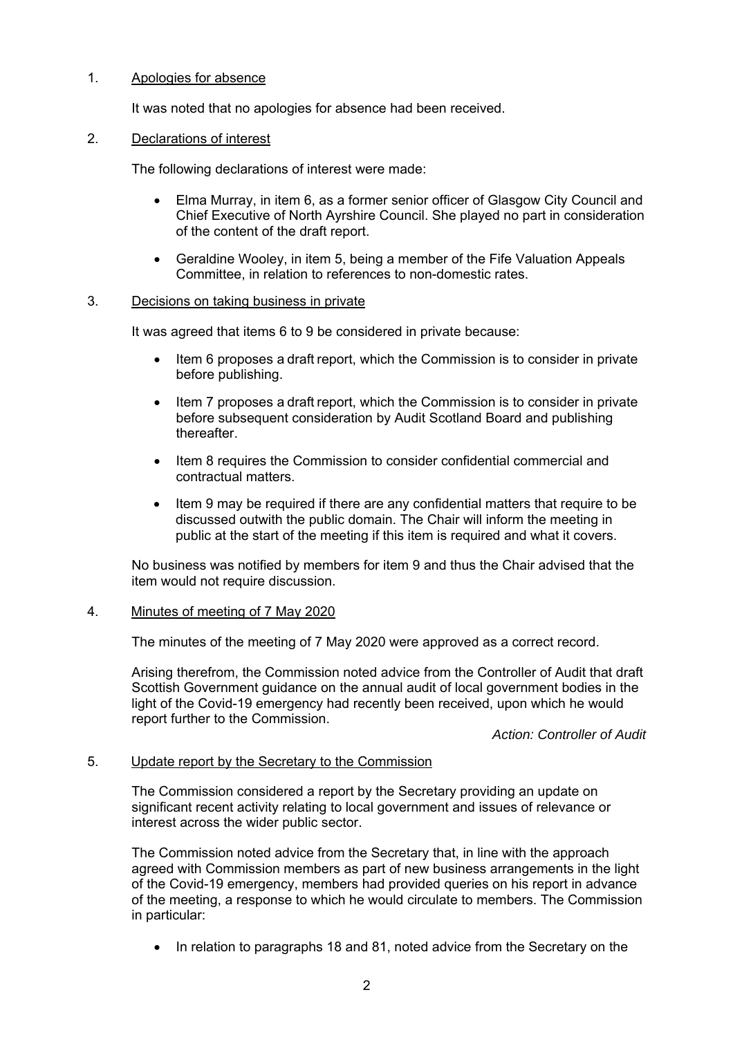1. Apologies for absence

   It was noted that no apologies for absence had been received.

2. Declarations of interest

   The following declarations of interest were made:

   - Elma Murray, in item 6, as a former senior officer of Glasgow City Council and Chief Executive of North Ayrshire Council. She played no part in consideration of the content of the draft report.
   - Geraldine Wooley, in item 5, being a member of the Fife Valuation Appeals Committee, in relation to references to non-domestic rates.

3. Decisions on taking business in private

   It was agreed that items 6 to 9 be considered in private because:

   - Item 6 proposes a draft report, which the Commission is to consider in private before publishing.
   - Item 7 proposes a draft report, which the Commission is to consider in private before subsequent consideration by Audit Scotland Board and publishing thereafter.
   - Item 8 requires the Commission to consider confidential commercial and contractual matters.
   - Item 9 may be required if there are any confidential matters that require to be discussed outwith the public domain. The Chair will inform the meeting in public at the start of the meeting if this item is required and what it covers.

   No business was notified by members for item 9 and thus the Chair advised that the item would not require discussion.

4. Minutes of meeting of 7 May 2020

   The minutes of the meeting of 7 May 2020 were approved as a correct record.

   Arising therefrom, the Commission noted advice from the Controller of Audit that draft Scottish Government guidance on the annual audit of local government bodies in the light of the Covid-19 emergency had recently been received, upon which he would report further to the Commission.

   *Action: Controller of Audit*

5. Update report by the Secretary to the Commission

   The Commission considered a report by the Secretary providing an update on significant recent activity relating to local government and issues of relevance or interest across the wider public sector.

   The Commission noted advice from the Secretary that, in line with the approach agreed with Commission members as part of new business arrangements in the light of the Covid-19 emergency, members had provided queries on his report in advance of the meeting, a response to which he would circulate to members. The Commission in particular:

   - In relation to paragraphs 18 and 81, noted advice from the Secretary on the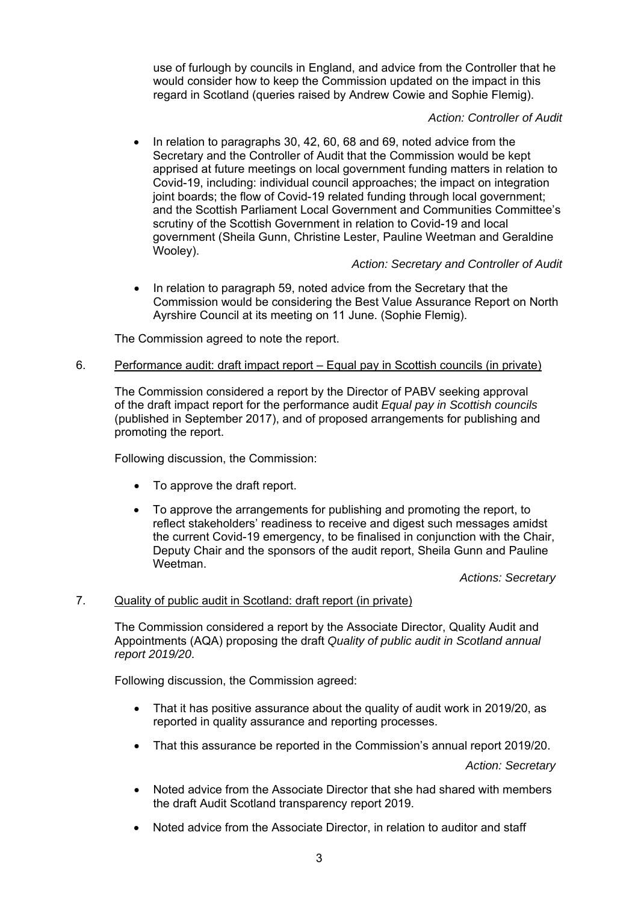use of furlough by councils in England, and advice from the Controller that he would consider how to keep the Commission updated on the impact in this regard in Scotland (queries raised by Andrew Cowie and Sophie Flemig).

*Action: Controller of Audit*

- In relation to paragraphs 30, 42, 60, 68 and 69, noted advice from the Secretary and the Controller of Audit that the Commission would be kept apprised at future meetings on local government funding matters in relation to Covid-19, including: individual council approaches; the impact on integration joint boards; the flow of Covid-19 related funding through local government; and the Scottish Parliament Local Government and Communities Committee's scrutiny of the Scottish Government in relation to Covid-19 and local government (Sheila Gunn, Christine Lester, Pauline Weetman and Geraldine Wooley).

  *Action: Secretary and Controller of Audit*

- In relation to paragraph 59, noted advice from the Secretary that the Commission would be considering the Best Value Assurance Report on North Ayrshire Council at its meeting on 11 June. (Sophie Flemig).

The Commission agreed to note the report.

6. Performance audit: draft impact report – Equal pay in Scottish councils (in private)

The Commission considered a report by the Director of PABV seeking approval of the draft impact report for the performance audit *Equal pay in Scottish councils* (published in September 2017), and of proposed arrangements for publishing and promoting the report.

Following discussion, the Commission:

- To approve the draft report.
- To approve the arrangements for publishing and promoting the report, to reflect stakeholders' readiness to receive and digest such messages amidst the current Covid-19 emergency, to be finalised in conjunction with the Chair, Deputy Chair and the sponsors of the audit report, Sheila Gunn and Pauline Weetman.

*Actions: Secretary*

7. Quality of public audit in Scotland: draft report (in private)

The Commission considered a report by the Associate Director, Quality Audit and Appointments (AQA) proposing the draft *Quality of public audit in Scotland annual report 2019/20*.

Following discussion, the Commission agreed:

- That it has positive assurance about the quality of audit work in 2019/20, as reported in quality assurance and reporting processes.
- That this assurance be reported in the Commission's annual report 2019/20.

*Action: Secretary*

- Noted advice from the Associate Director that she had shared with members the draft Audit Scotland transparency report 2019.
- Noted advice from the Associate Director, in relation to auditor and staff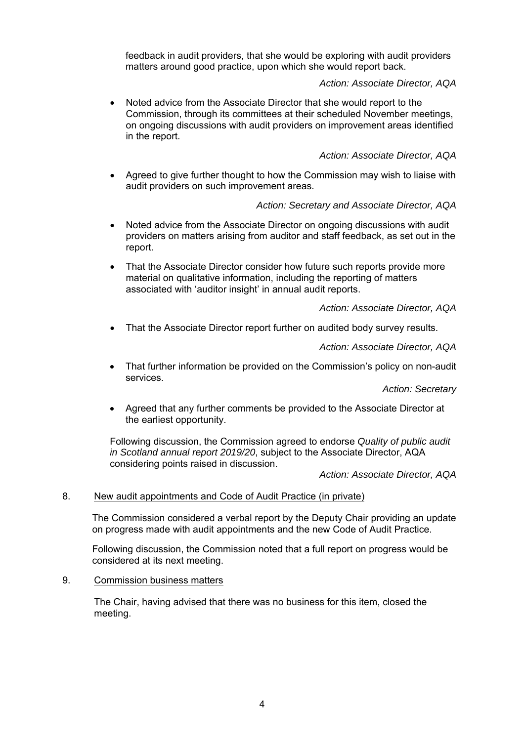feedback in audit providers, that she would be exploring with audit providers matters around good practice, upon which she would report back.

*Action: Associate Director, AQA*

- Noted advice from the Associate Director that she would report to the Commission, through its committees at their scheduled November meetings, on ongoing discussions with audit providers on improvement areas identified in the report.

*Action: Associate Director, AQA*

- Agreed to give further thought to how the Commission may wish to liaise with audit providers on such improvement areas.

*Action: Secretary and Associate Director, AQA*

- Noted advice from the Associate Director on ongoing discussions with audit providers on matters arising from auditor and staff feedback, as set out in the report.

- That the Associate Director consider how future such reports provide more material on qualitative information, including the reporting of matters associated with 'auditor insight' in annual audit reports.

*Action: Associate Director, AQA*

- That the Associate Director report further on audited body survey results.

*Action: Associate Director, AQA*

- That further information be provided on the Commission's policy on non-audit services.

*Action: Secretary*

- Agreed that any further comments be provided to the Associate Director at the earliest opportunity.

Following discussion, the Commission agreed to endorse *Quality of public audit in Scotland annual report 2019/20*, subject to the Associate Director, AQA considering points raised in discussion.

*Action: Associate Director, AQA*

8. New audit appointments and Code of Audit Practice (in private)

The Commission considered a verbal report by the Deputy Chair providing an update on progress made with audit appointments and the new Code of Audit Practice.

Following discussion, the Commission noted that a full report on progress would be considered at its next meeting.

9. Commission business matters

The Chair, having advised that there was no business for this item, closed the meeting.